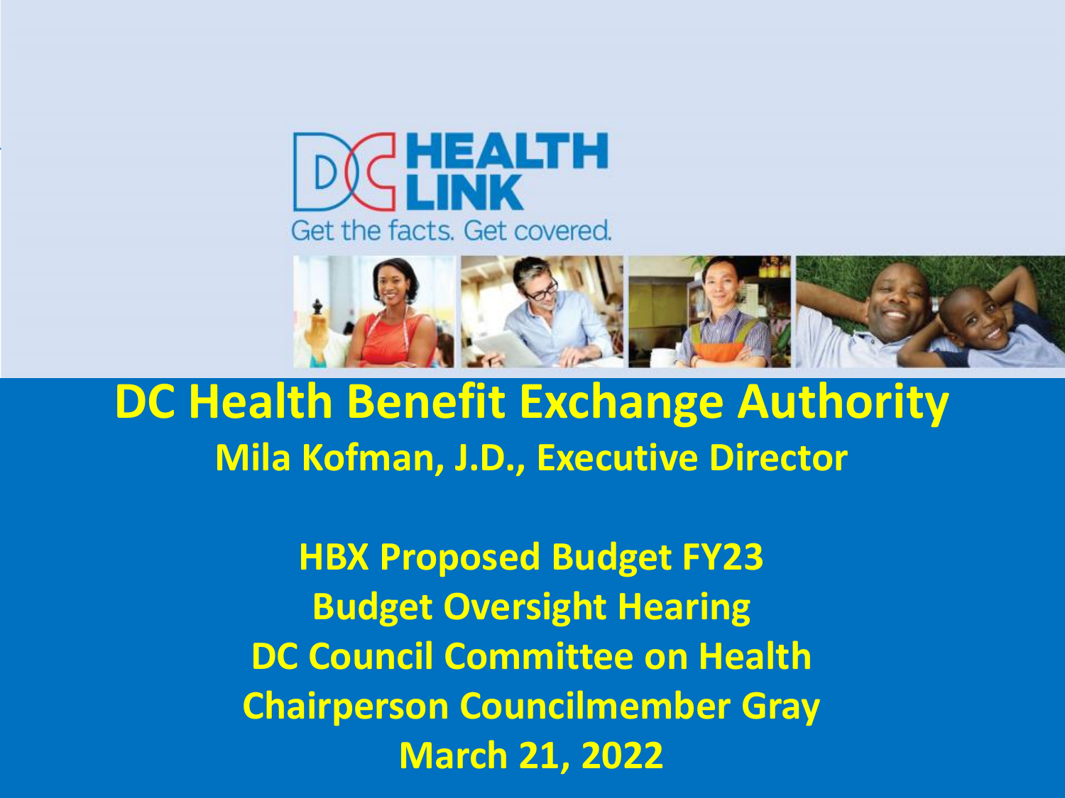DC HEALTH LINK

Get the facts. Get covered.

# DC Health Benefit Exchange Authority

## Mila Kofman, J.D., Executive Director

**HBX Proposed Budget FY23**

**Budget Oversight Hearing**

**DC Council Committee on Health**

**Chairperson Councilmember Gray**

**March 21, 2022**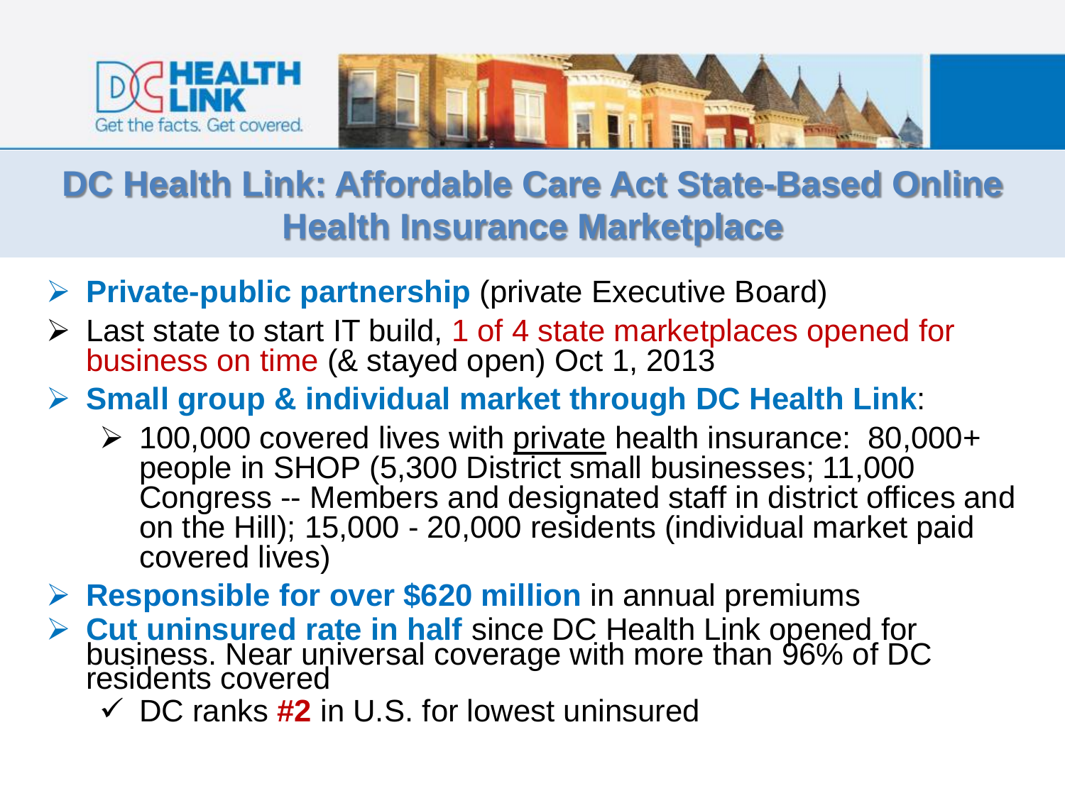# DC Health Link: Affordable Care Act State-Based Online Health Insurance Marketplace

- **Private-public partnership** (private Executive Board)
- Last state to start IT build, 1 of 4 state marketplaces opened for business on time (& stayed open) Oct 1, 2013
- **Small group & individual market through DC Health Link**:
  - 100,000 covered lives with private health insurance: 80,000+ people in SHOP (5,300 District small businesses; 11,000 Congress -- Members and designated staff in district offices and on the Hill); 15,000 - 20,000 residents (individual market paid covered lives)
- **Responsible for over $620 million** in annual premiums
- **Cut uninsured rate in half** since DC Health Link opened for business. Near universal coverage with more than 96% of DC residents covered
  - ✓ DC ranks **#2** in U.S. for lowest uninsured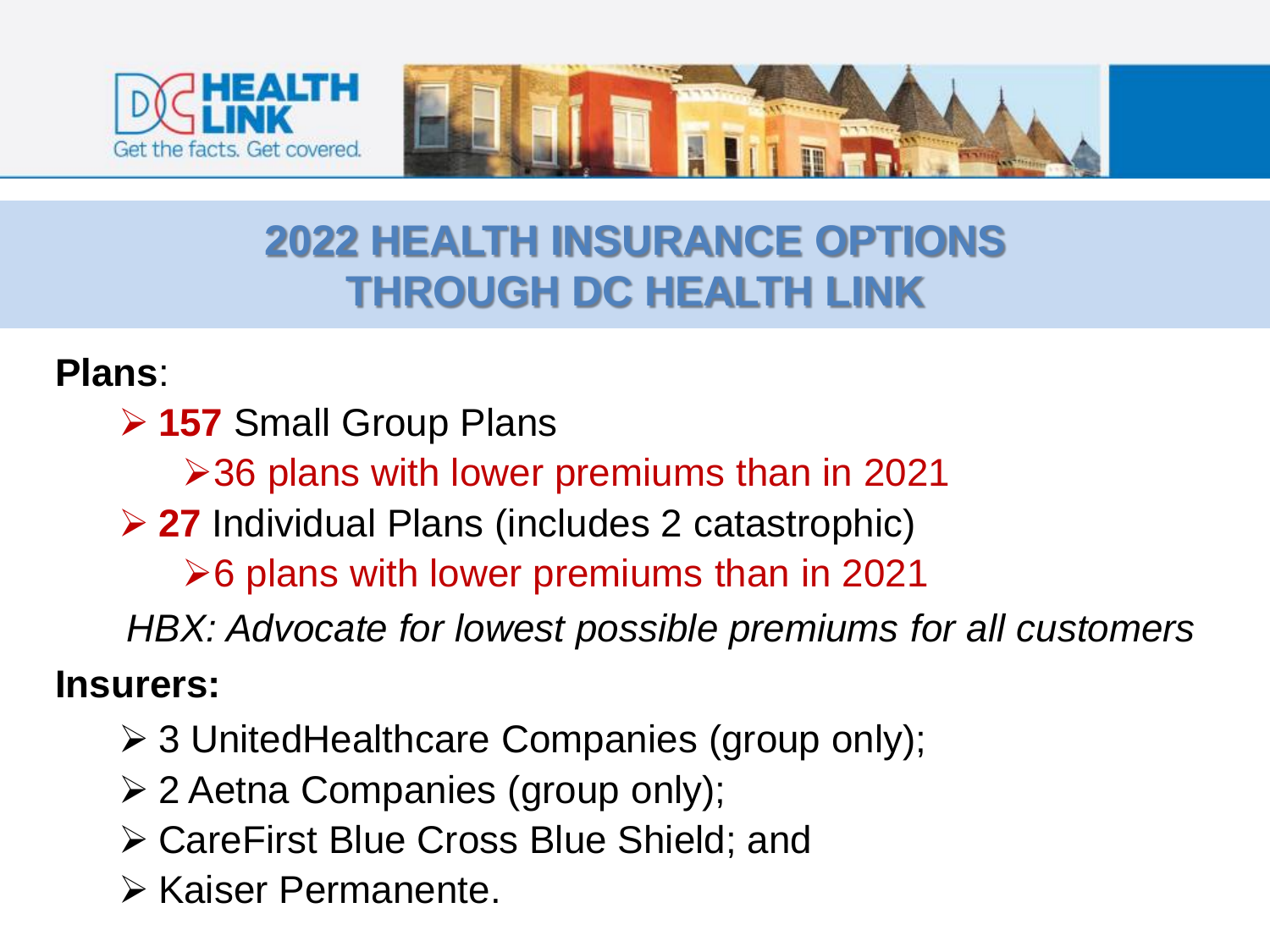# 2022 HEALTH INSURANCE OPTIONS THROUGH DC HEALTH LINK

**Plans**:

- **157** Small Group Plans
  - 36 plans with lower premiums than in 2021
- **27** Individual Plans (includes 2 catastrophic)
  - 6 plans with lower premiums than in 2021

*HBX: Advocate for lowest possible premiums for all customers*

**Insurers:**

- 3 UnitedHealthcare Companies (group only);
- 2 Aetna Companies (group only);
- CareFirst Blue Cross Blue Shield; and
- Kaiser Permanente.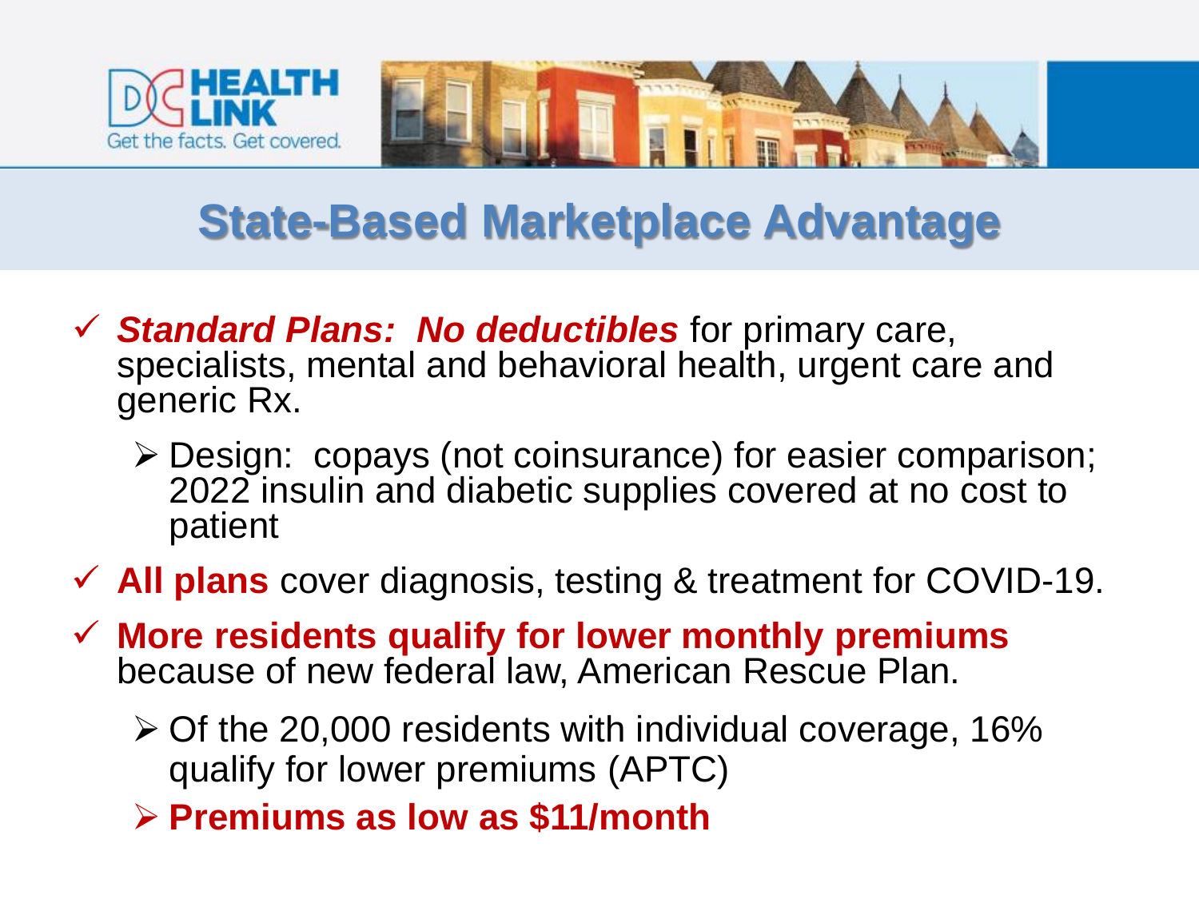# State-Based Marketplace Advantage

- ✓ ***Standard Plans: No deductibles*** for primary care, specialists, mental and behavioral health, urgent care and generic Rx.
  - Design: copays (not coinsurance) for easier comparison; 2022 insulin and diabetic supplies covered at no cost to patient
- ✓ **All plans** cover diagnosis, testing & treatment for COVID-19.
- ✓ **More residents qualify for lower monthly premiums** because of new federal law, American Rescue Plan.
  - Of the 20,000 residents with individual coverage, 16% qualify for lower premiums (APTC)
  - **Premiums as low as $11/month**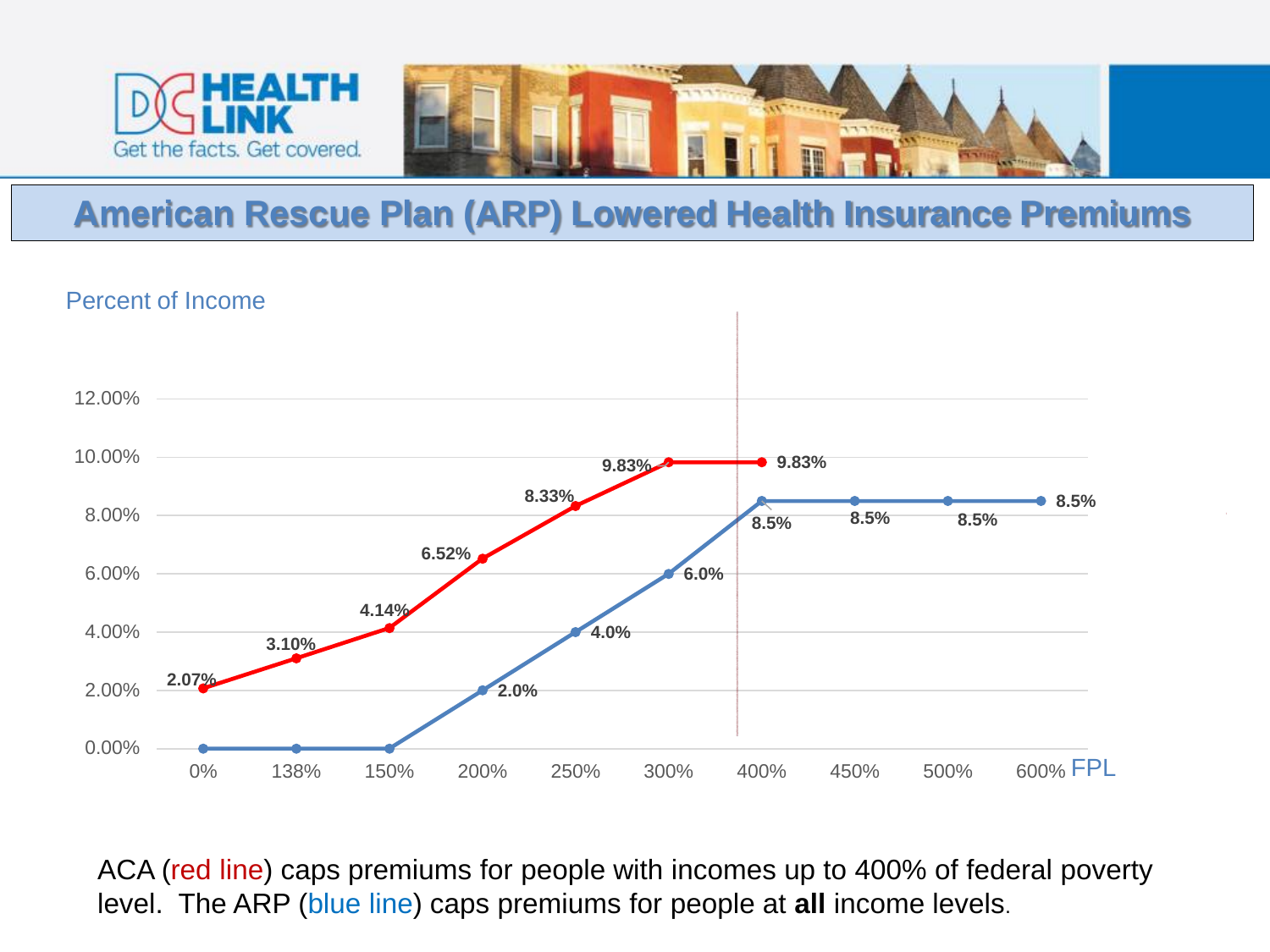# American Rescue Plan (ARP) Lowered Health Insurance Premiums

Percent of Income

| FPL | ACA (red line) | ARP (blue line) |
|---|---|---|
| 0% | 2.07% | 0.0% |
| 138% | 3.10% | 0.0% |
| 150% | 4.14% | 0.0% |
| 200% | 6.52% | 2.0% |
| 250% | 8.33% | 4.0% |
| 300% | 9.83% | 6.0% |
| 400% | 9.83% | 8.5% |
| 450% | | 8.5% |
| 500% | | 8.5% |
| 600% | | 8.5% |

ACA (red line) caps premiums for people with incomes up to 400% of federal poverty level. The ARP (blue line) caps premiums for people at **all** income levels.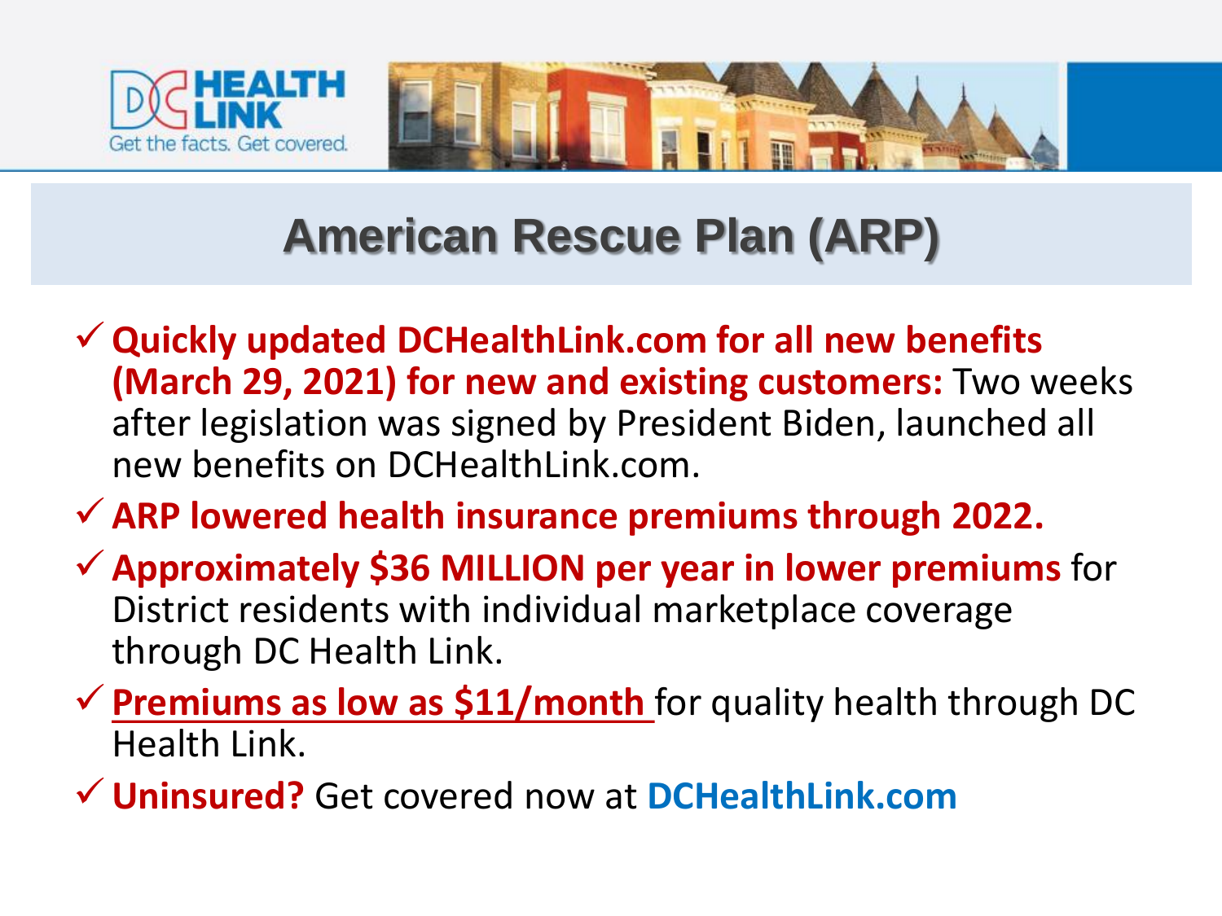# American Rescue Plan (ARP)

- ✓ **Quickly updated DCHealthLink.com for all new benefits (March 29, 2021) for new and existing customers:** Two weeks after legislation was signed by President Biden, launched all new benefits on DCHealthLink.com.
- ✓ **ARP lowered health insurance premiums through 2022.**
- ✓ **Approximately $36 MILLION per year in lower premiums** for District residents with individual marketplace coverage through DC Health Link.
- ✓ **Premiums as low as $11/month** for quality health through DC Health Link.
- ✓ **Uninsured?** Get covered now at **DCHealthLink.com**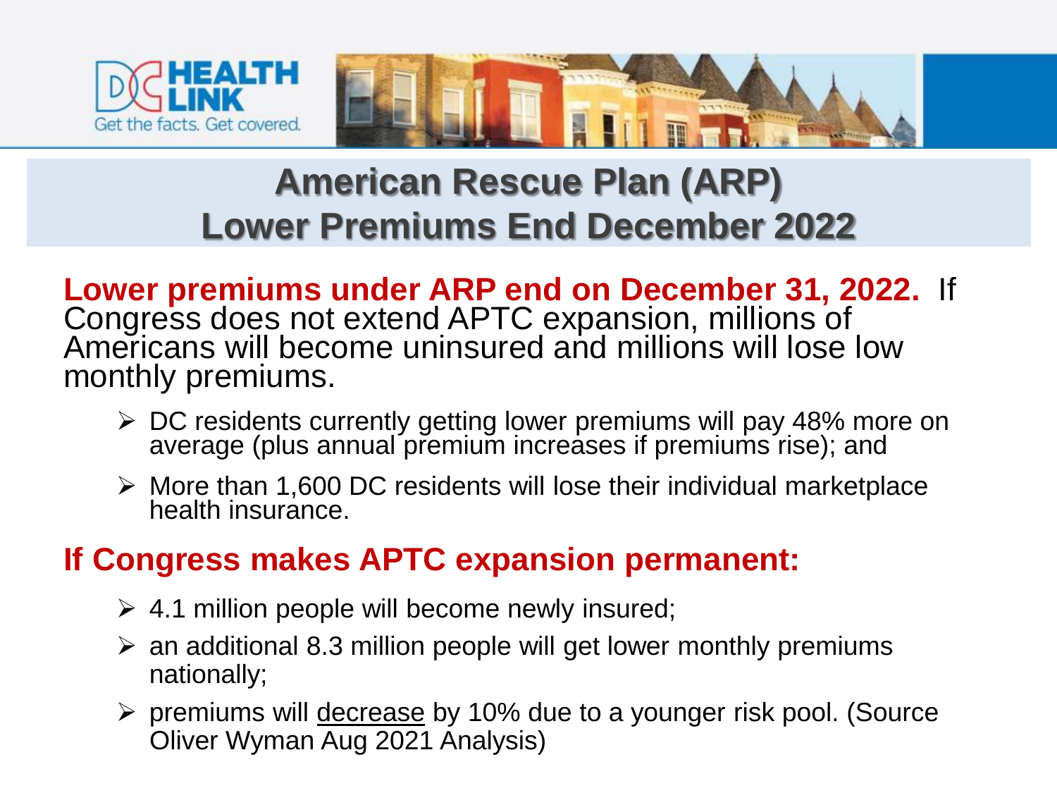# American Rescue Plan (ARP) Lower Premiums End December 2022

**Lower premiums under ARP end on December 31, 2022.** If Congress does not extend APTC expansion, millions of Americans will become uninsured and millions will lose low monthly premiums.

- DC residents currently getting lower premiums will pay 48% more on average (plus annual premium increases if premiums rise); and
- More than 1,600 DC residents will lose their individual marketplace health insurance.

**If Congress makes APTC expansion permanent:**

- 4.1 million people will become newly insured;
- an additional 8.3 million people will get lower monthly premiums nationally;
- premiums will decrease by 10% due to a younger risk pool. (Source Oliver Wyman Aug 2021 Analysis)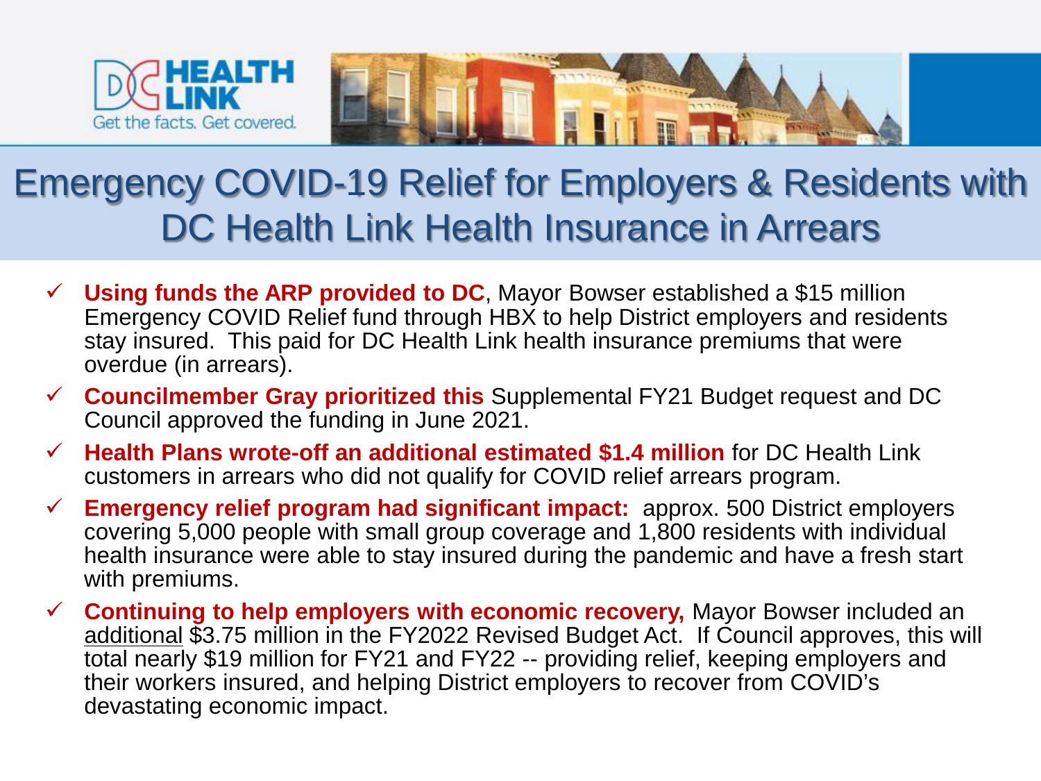# Emergency COVID-19 Relief for Employers & Residents with DC Health Link Health Insurance in Arrears

- **Using funds the ARP provided to DC**, Mayor Bowser established a $15 million Emergency COVID Relief fund through HBX to help District employers and residents stay insured. This paid for DC Health Link health insurance premiums that were overdue (in arrears).
- **Councilmember Gray prioritized this** Supplemental FY21 Budget request and DC Council approved the funding in June 2021.
- **Health Plans wrote-off an additional estimated $1.4 million** for DC Health Link customers in arrears who did not qualify for COVID relief arrears program.
- **Emergency relief program had significant impact:** approx. 500 District employers covering 5,000 people with small group coverage and 1,800 residents with individual health insurance were able to stay insured during the pandemic and have a fresh start with premiums.
- **Continuing to help employers with economic recovery,** Mayor Bowser included an additional $3.75 million in the FY2022 Revised Budget Act. If Council approves, this will total nearly $19 million for FY21 and FY22 -- providing relief, keeping employers and their workers insured, and helping District employers to recover from COVID's devastating economic impact.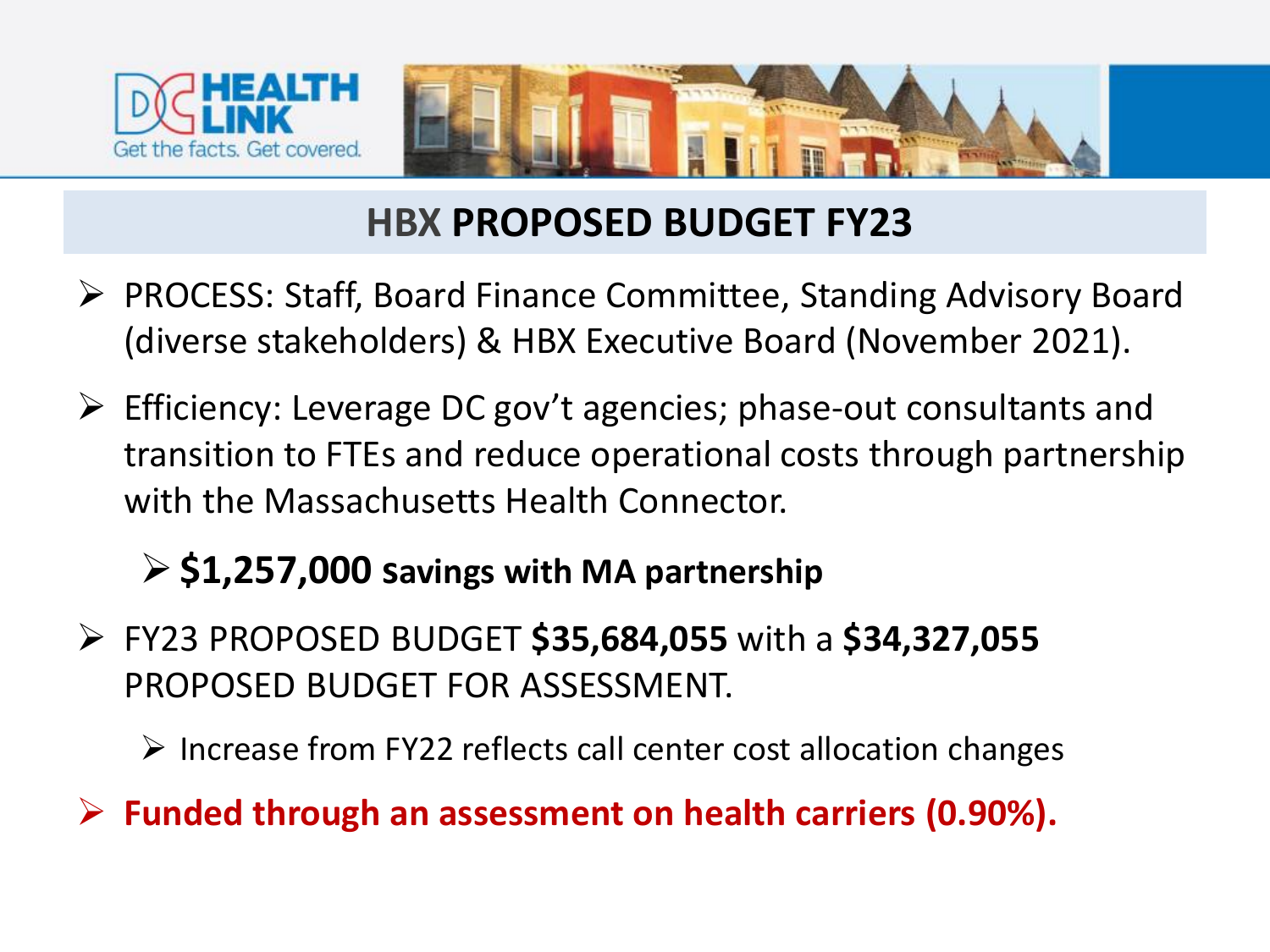# HBX PROPOSED BUDGET FY23

- PROCESS: Staff, Board Finance Committee, Standing Advisory Board (diverse stakeholders) & HBX Executive Board (November 2021).
- Efficiency: Leverage DC gov't agencies; phase-out consultants and transition to FTEs and reduce operational costs through partnership with the Massachusetts Health Connector.
  - **$1,257,000 savings with MA partnership**
- FY23 PROPOSED BUDGET **$35,684,055** with a **$34,327,055** PROPOSED BUDGET FOR ASSESSMENT.
  - Increase from FY22 reflects call center cost allocation changes
- **Funded through an assessment on health carriers (0.90%).**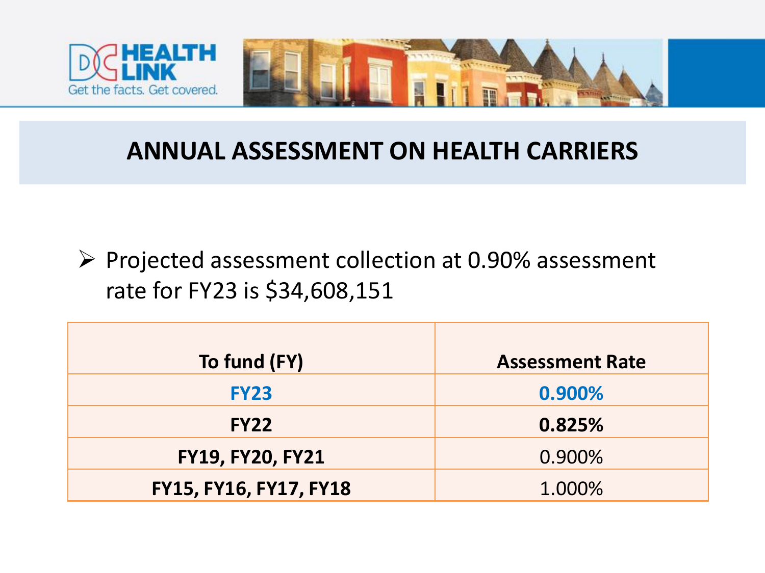# ANNUAL ASSESSMENT ON HEALTH CARRIERS

- Projected assessment collection at 0.90% assessment rate for FY23 is $34,608,151

| To fund (FY) | Assessment Rate |
|---|---|
| **FY23** | **0.900%** |
| **FY22** | **0.825%** |
| **FY19, FY20, FY21** | 0.900% |
| **FY15, FY16, FY17, FY18** | 1.000% |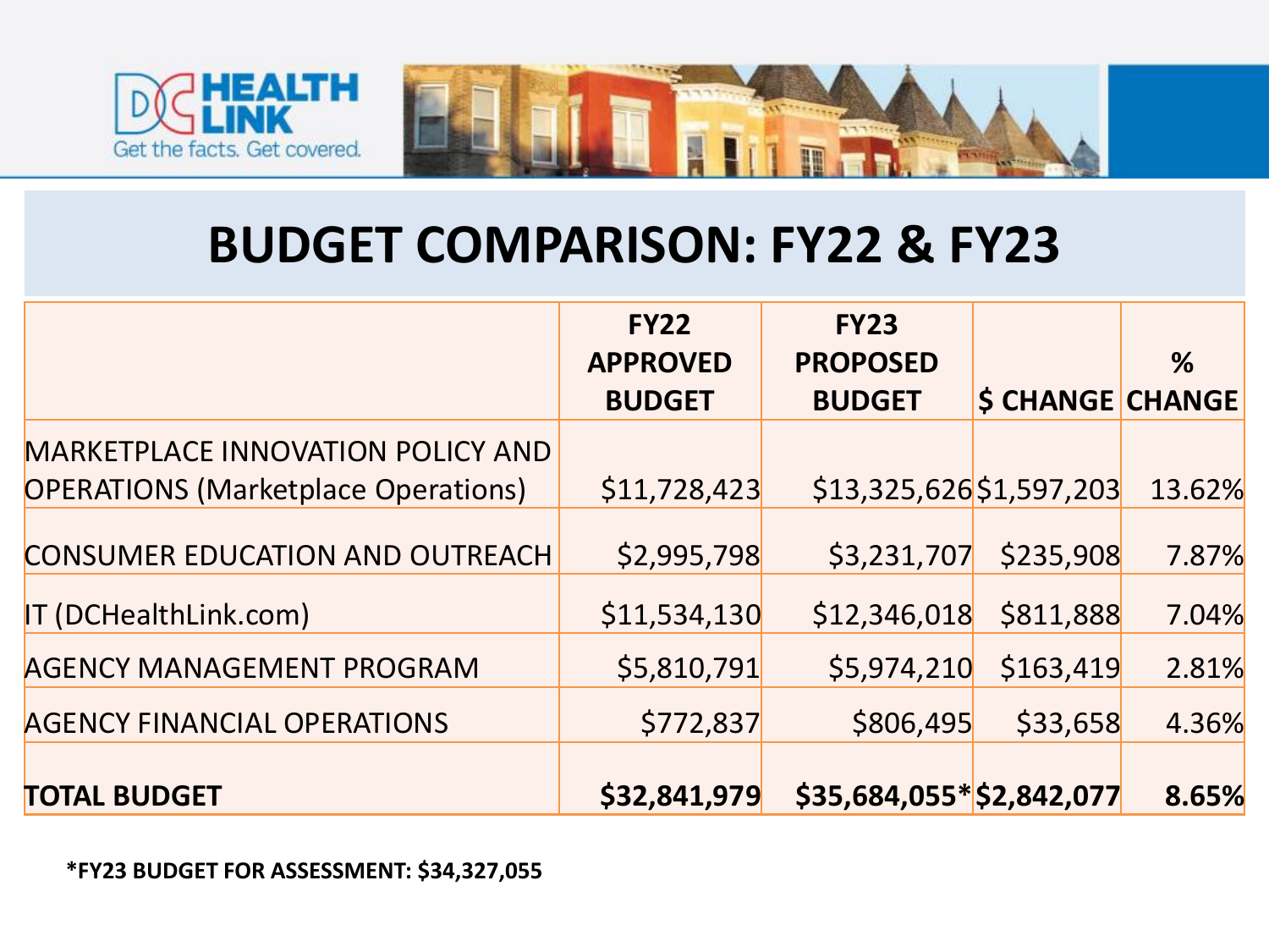# BUDGET COMPARISON: FY22 & FY23

| | FY22 APPROVED BUDGET | FY23 PROPOSED BUDGET | $ CHANGE | % CHANGE |
|---|---|---|---|---|
| MARKETPLACE INNOVATION POLICY AND OPERATIONS (Marketplace Operations) | $11,728,423 | $13,325,626 | $1,597,203 | 13.62% |
| CONSUMER EDUCATION AND OUTREACH | $2,995,798 | $3,231,707 | $235,908 | 7.87% |
| IT (DCHealthLink.com) | $11,534,130 | $12,346,018 | $811,888 | 7.04% |
| AGENCY MANAGEMENT PROGRAM | $5,810,791 | $5,974,210 | $163,419 | 2.81% |
| AGENCY FINANCIAL OPERATIONS | $772,837 | $806,495 | $33,658 | 4.36% |
| **TOTAL BUDGET** | **$32,841,979** | **$35,684,055*** | **$2,842,077** | **8.65%** |

***FY23 BUDGET FOR ASSESSMENT: $34,327,055**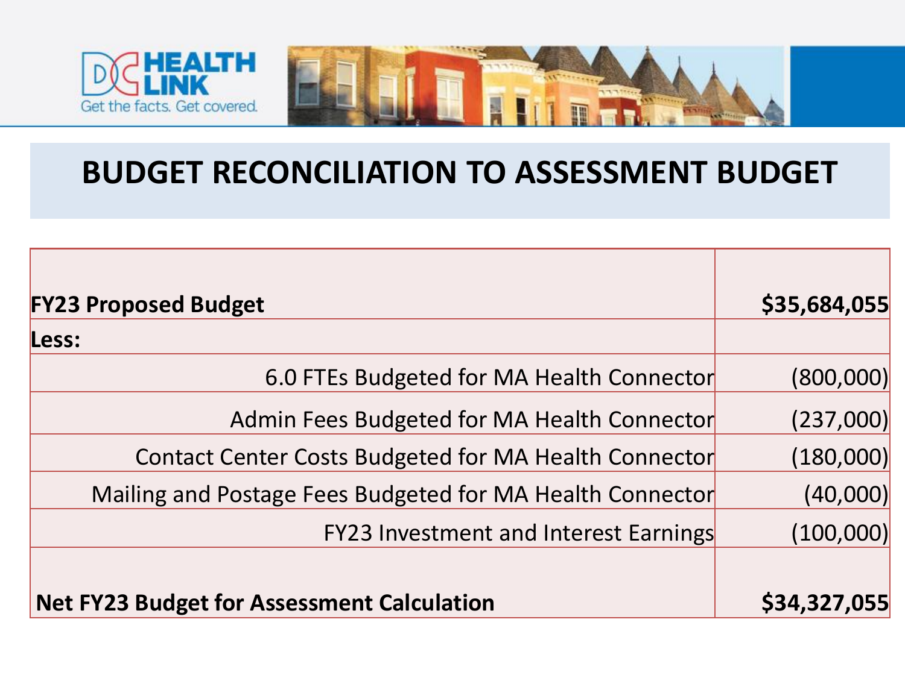# BUDGET RECONCILIATION TO ASSESSMENT BUDGET

| | |
|---|---|
| **FY23 Proposed Budget** | **$35,684,055** |
| **Less:** | |
| 6.0 FTEs Budgeted for MA Health Connector | (800,000) |
| Admin Fees Budgeted for MA Health Connector | (237,000) |
| Contact Center Costs Budgeted for MA Health Connector | (180,000) |
| Mailing and Postage Fees Budgeted for MA Health Connector | (40,000) |
| FY23 Investment and Interest Earnings | (100,000) |
| **Net FY23 Budget for Assessment Calculation** | **$34,327,055** |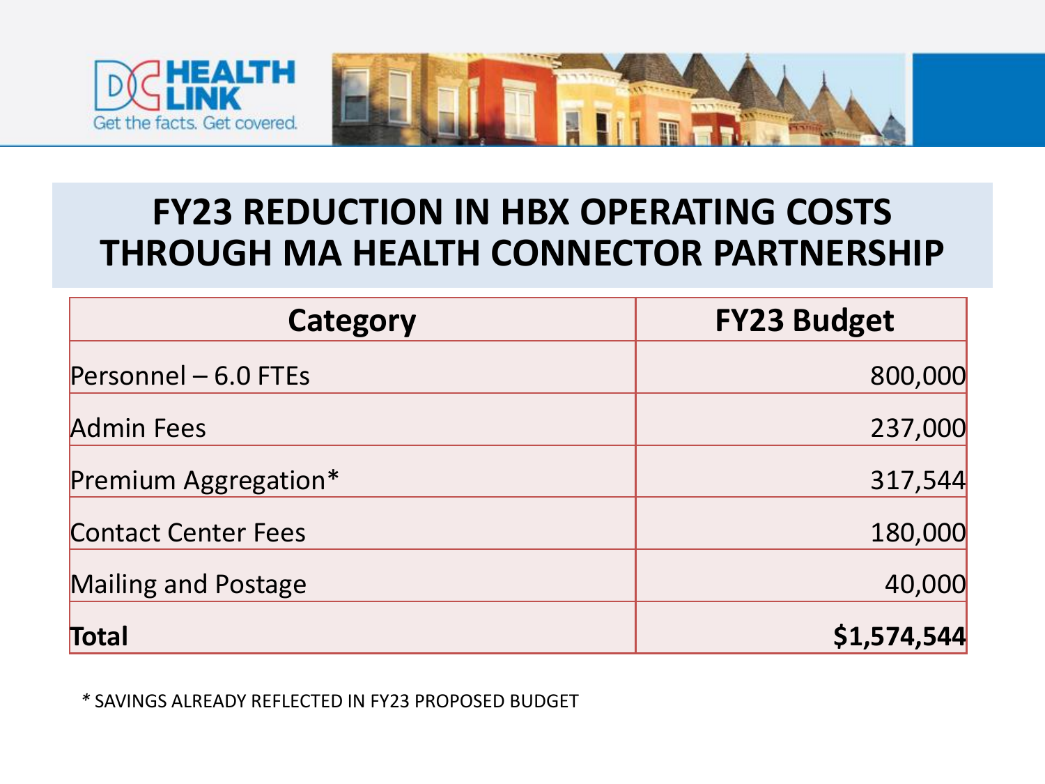# FY23 REDUCTION IN HBX OPERATING COSTS THROUGH MA HEALTH CONNECTOR PARTNERSHIP

| Category | FY23 Budget |
|---|---:|
| Personnel – 6.0 FTEs | 800,000 |
| Admin Fees | 237,000 |
| Premium Aggregation* | 317,544 |
| Contact Center Fees | 180,000 |
| Mailing and Postage | 40,000 |
| **Total** | **$1,574,544** |

* SAVINGS ALREADY REFLECTED IN FY23 PROPOSED BUDGET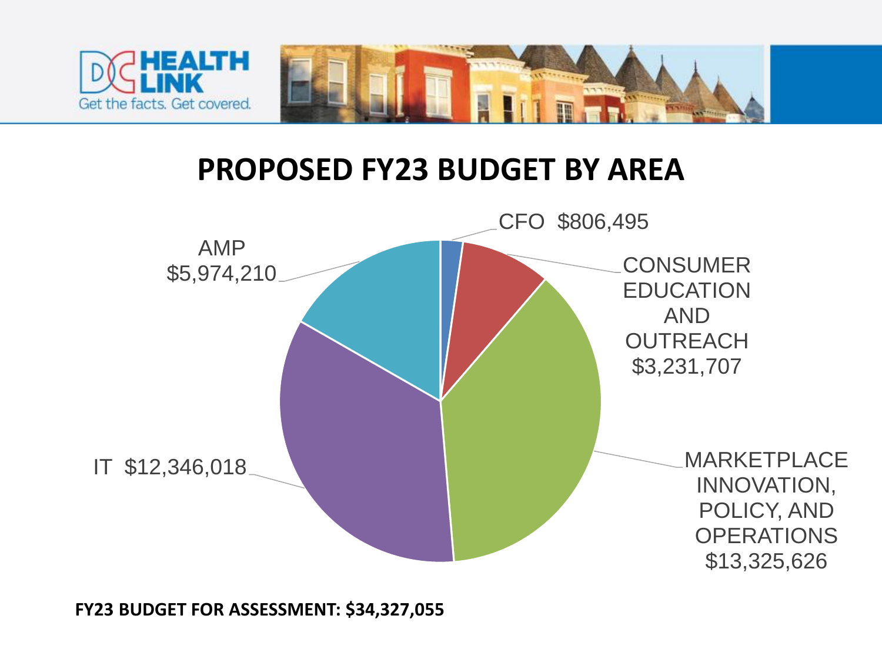# PROPOSED FY23 BUDGET BY AREA

CFO $806,495

CONSUMER EDUCATION AND OUTREACH $3,231,707

MARKETPLACE INNOVATION, POLICY, AND OPERATIONS $13,325,626

IT $12,346,018

AMP $5,974,210

**FY23 BUDGET FOR ASSESSMENT: $34,327,055**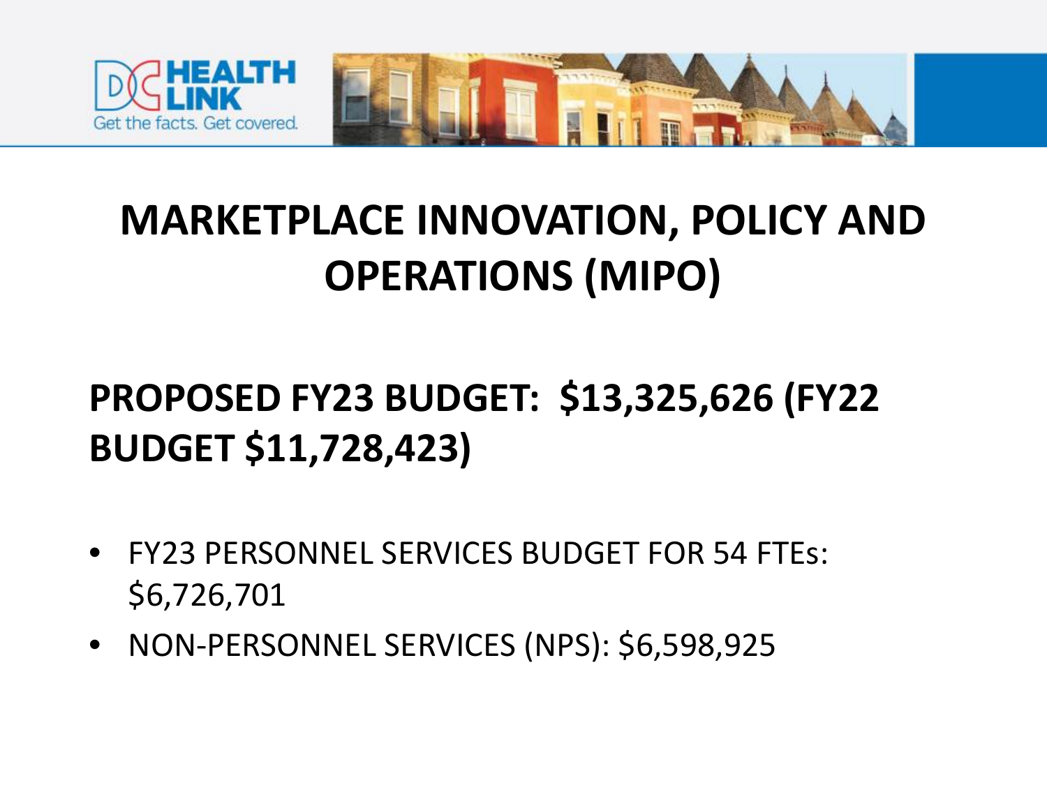# MARKETPLACE INNOVATION, POLICY AND OPERATIONS (MIPO)

## PROPOSED FY23 BUDGET: $13,325,626 (FY22 BUDGET $11,728,423)

- FY23 PERSONNEL SERVICES BUDGET FOR 54 FTEs: $6,726,701
- NON-PERSONNEL SERVICES (NPS): $6,598,925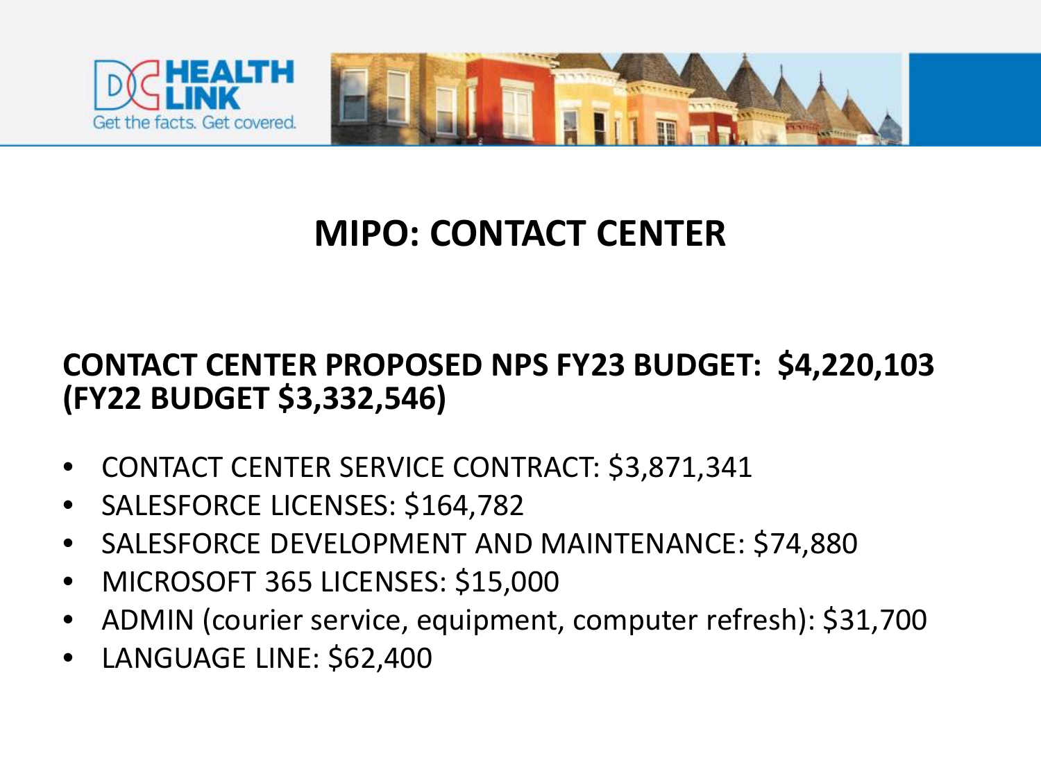# MIPO: CONTACT CENTER

**CONTACT CENTER PROPOSED NPS FY23 BUDGET: $4,220,103 (FY22 BUDGET $3,332,546)**

- CONTACT CENTER SERVICE CONTRACT: $3,871,341
- SALESFORCE LICENSES: $164,782
- SALESFORCE DEVELOPMENT AND MAINTENANCE: $74,880
- MICROSOFT 365 LICENSES: $15,000
- ADMIN (courier service, equipment, computer refresh): $31,700
- LANGUAGE LINE: $62,400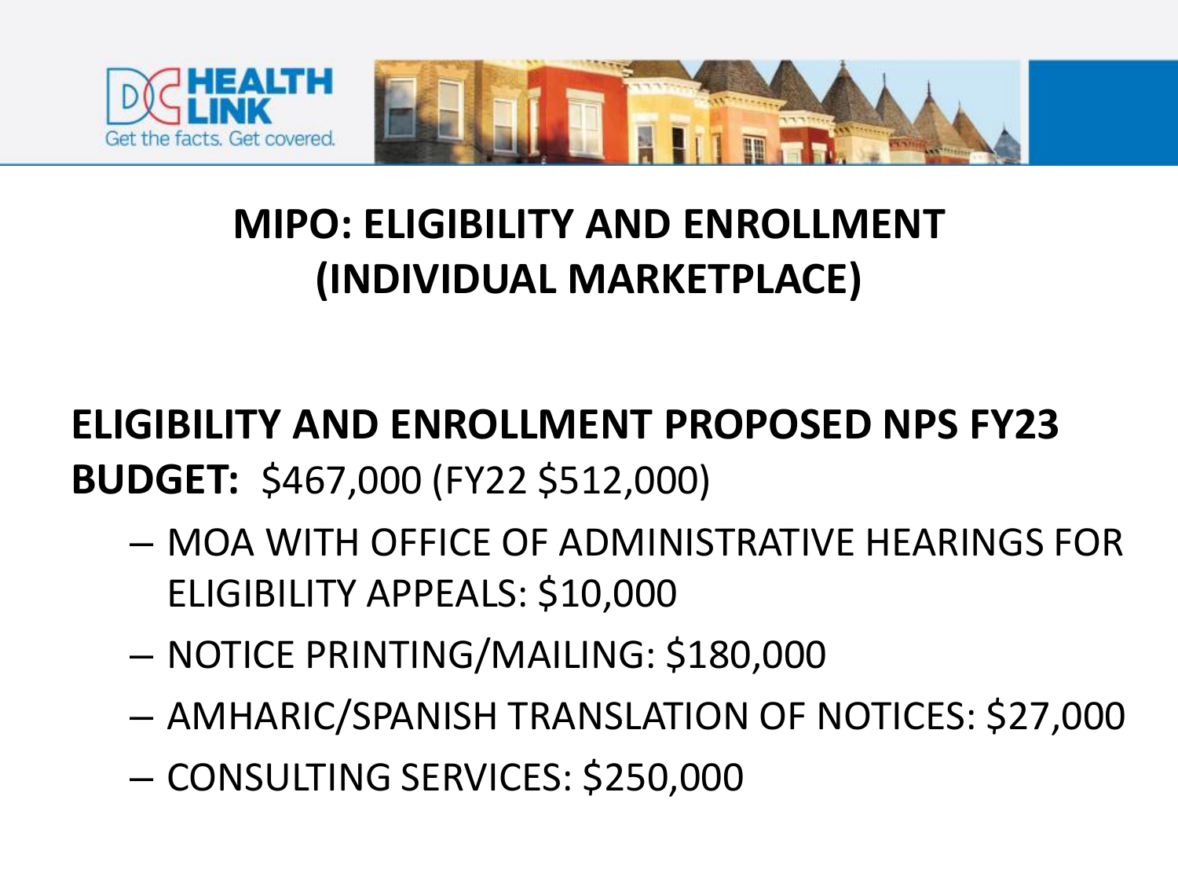# MIPO: ELIGIBILITY AND ENROLLMENT (INDIVIDUAL MARKETPLACE)

**ELIGIBILITY AND ENROLLMENT PROPOSED NPS FY23 BUDGET:** $467,000 (FY22 $512,000)

- MOA WITH OFFICE OF ADMINISTRATIVE HEARINGS FOR ELIGIBILITY APPEALS: $10,000
- NOTICE PRINTING/MAILING: $180,000
- AMHARIC/SPANISH TRANSLATION OF NOTICES: $27,000
- CONSULTING SERVICES: $250,000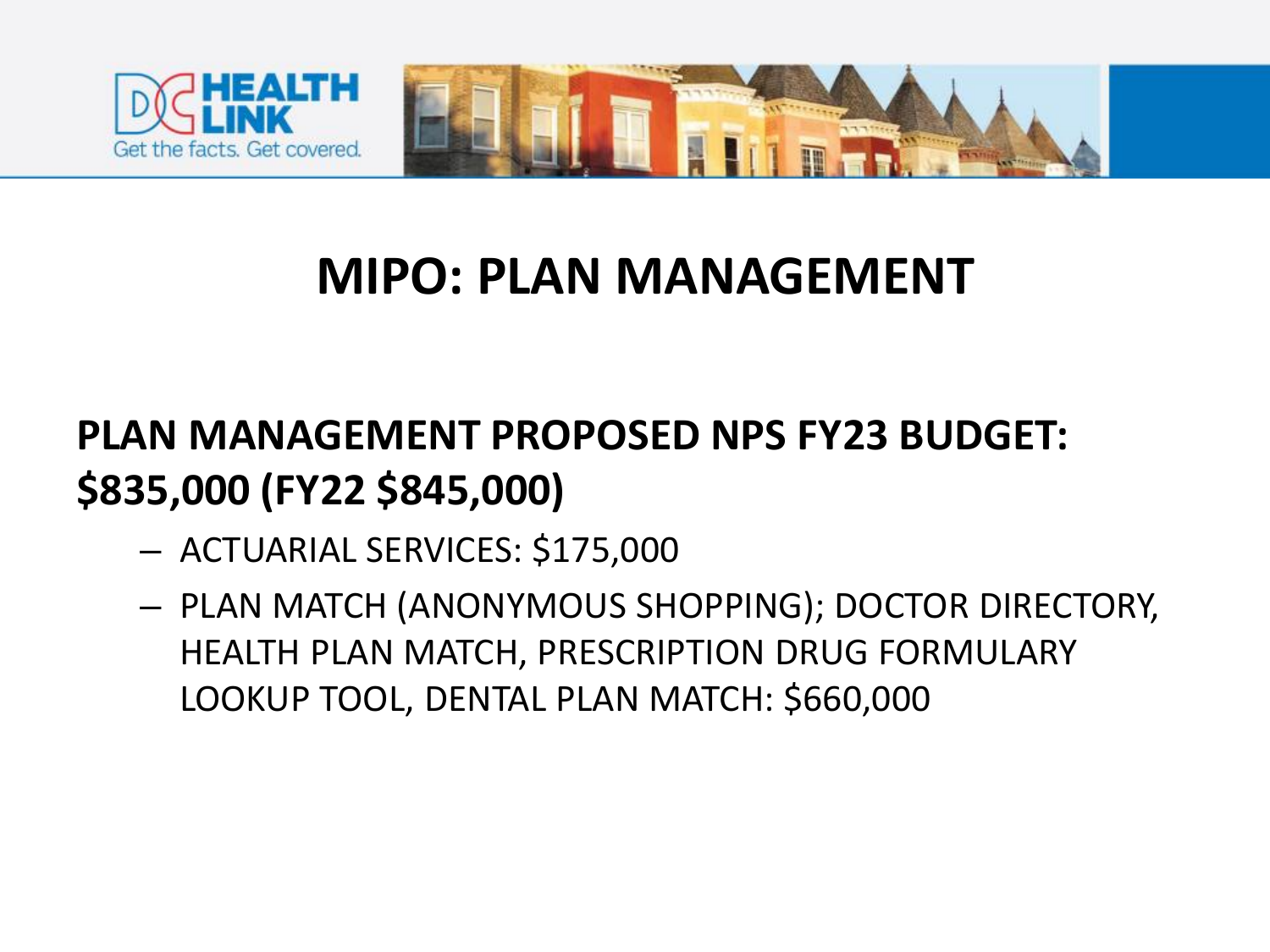# MIPO: PLAN MANAGEMENT

**PLAN MANAGEMENT PROPOSED NPS FY23 BUDGET: $835,000 (FY22 $845,000)**

- ACTUARIAL SERVICES: $175,000
- PLAN MATCH (ANONYMOUS SHOPPING); DOCTOR DIRECTORY, HEALTH PLAN MATCH, PRESCRIPTION DRUG FORMULARY LOOKUP TOOL, DENTAL PLAN MATCH: $660,000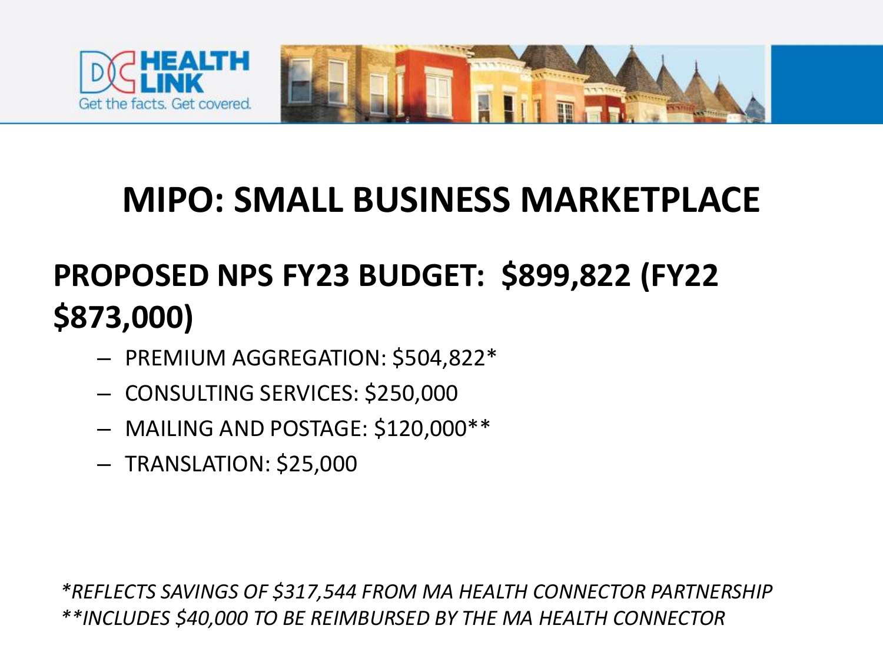# MIPO: SMALL BUSINESS MARKETPLACE

## PROPOSED NPS FY23 BUDGET: $899,822 (FY22 $873,000)

- PREMIUM AGGREGATION: $504,822*
- CONSULTING SERVICES: $250,000
- MAILING AND POSTAGE: $120,000**
- TRANSLATION: $25,000

*\*REFLECTS SAVINGS OF $317,544 FROM MA HEALTH CONNECTOR PARTNERSHIP*
*\*\*INCLUDES $40,000 TO BE REIMBURSED BY THE MA HEALTH CONNECTOR*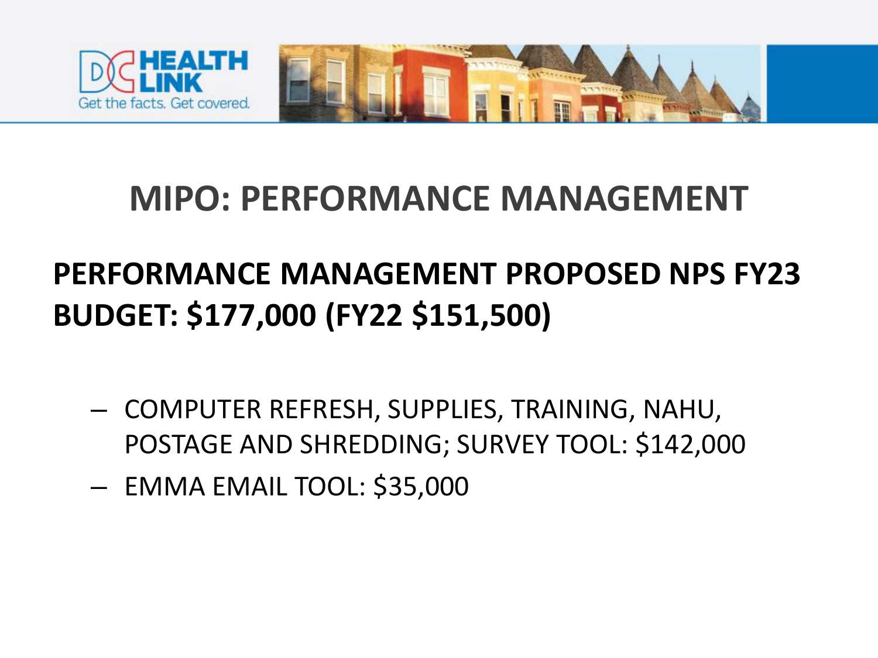# MIPO: PERFORMANCE MANAGEMENT

**PERFORMANCE MANAGEMENT PROPOSED NPS FY23 BUDGET: $177,000 (FY22 $151,500)**

- COMPUTER REFRESH, SUPPLIES, TRAINING, NAHU, POSTAGE AND SHREDDING; SURVEY TOOL: $142,000
- EMMA EMAIL TOOL: $35,000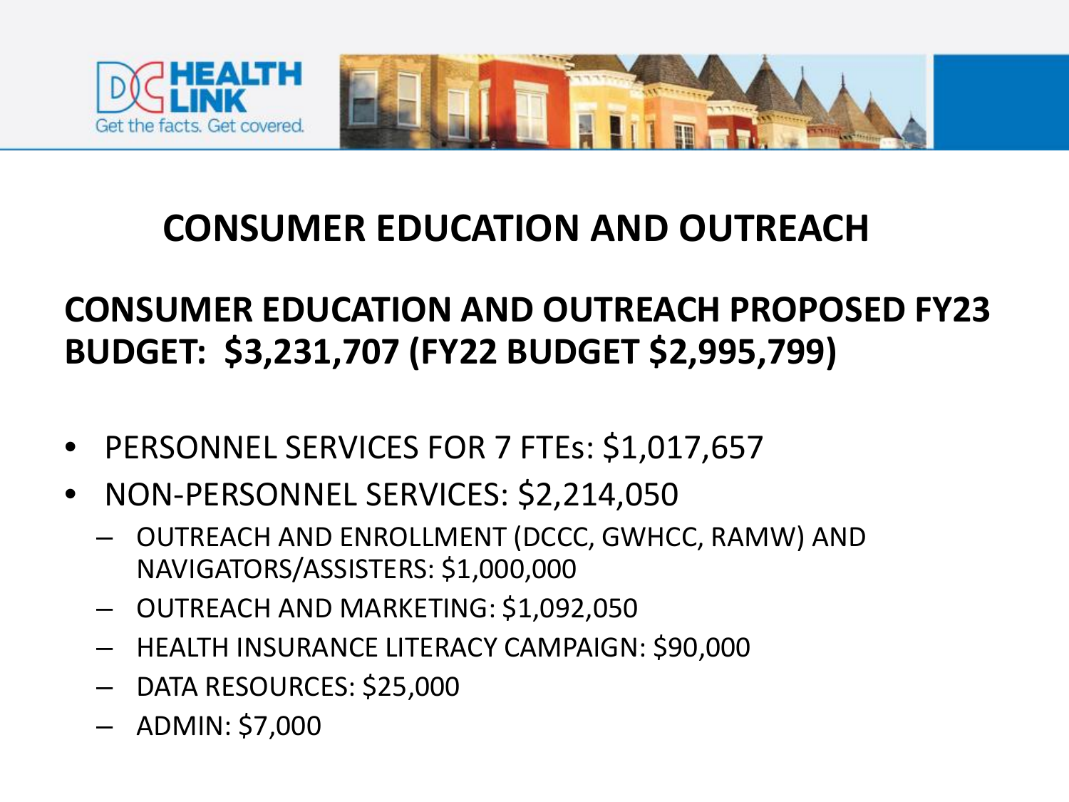# CONSUMER EDUCATION AND OUTREACH

## CONSUMER EDUCATION AND OUTREACH PROPOSED FY23 BUDGET: $3,231,707 (FY22 BUDGET $2,995,799)

- PERSONNEL SERVICES FOR 7 FTEs: $1,017,657
- NON-PERSONNEL SERVICES: $2,214,050
  - OUTREACH AND ENROLLMENT (DCCC, GWHCC, RAMW) AND NAVIGATORS/ASSISTERS: $1,000,000
  - OUTREACH AND MARKETING: $1,092,050
  - HEALTH INSURANCE LITERACY CAMPAIGN: $90,000
  - DATA RESOURCES: $25,000
  - ADMIN: $7,000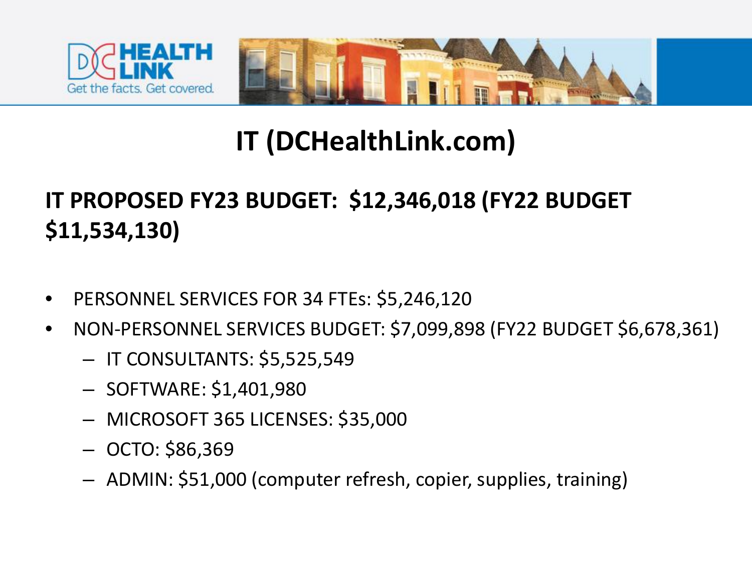# IT (DCHealthLink.com)

## IT PROPOSED FY23 BUDGET: $12,346,018 (FY22 BUDGET $11,534,130)

- PERSONNEL SERVICES FOR 34 FTEs: $5,246,120
- NON-PERSONNEL SERVICES BUDGET: $7,099,898 (FY22 BUDGET $6,678,361)
  - IT CONSULTANTS: $5,525,549
  - SOFTWARE: $1,401,980
  - MICROSOFT 365 LICENSES: $35,000
  - OCTO: $86,369
  - ADMIN: $51,000 (computer refresh, copier, supplies, training)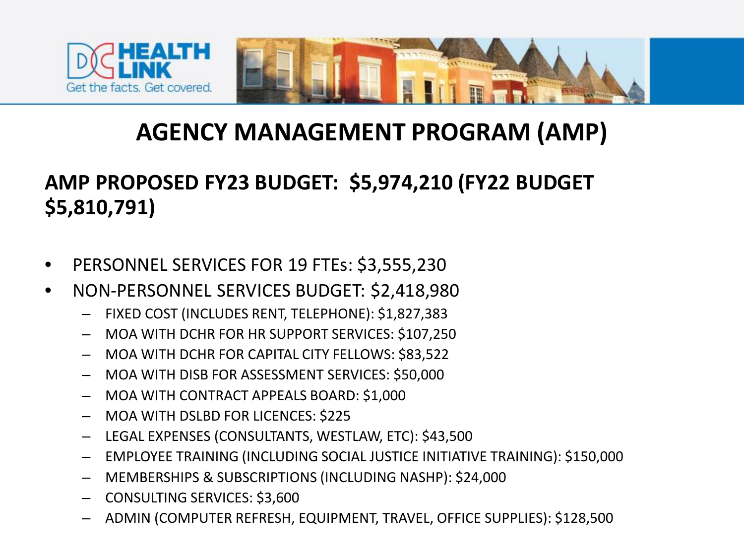# AGENCY MANAGEMENT PROGRAM (AMP)

## AMP PROPOSED FY23 BUDGET: $5,974,210 (FY22 BUDGET $5,810,791)

- PERSONNEL SERVICES FOR 19 FTEs: $3,555,230
- NON-PERSONNEL SERVICES BUDGET: $2,418,980
  - FIXED COST (INCLUDES RENT, TELEPHONE): $1,827,383
  - MOA WITH DCHR FOR HR SUPPORT SERVICES: $107,250
  - MOA WITH DCHR FOR CAPITAL CITY FELLOWS: $83,522
  - MOA WITH DISB FOR ASSESSMENT SERVICES: $50,000
  - MOA WITH CONTRACT APPEALS BOARD: $1,000
  - MOA WITH DSLBD FOR LICENCES: $225
  - LEGAL EXPENSES (CONSULTANTS, WESTLAW, ETC): $43,500
  - EMPLOYEE TRAINING (INCLUDING SOCIAL JUSTICE INITIATIVE TRAINING): $150,000
  - MEMBERSHIPS & SUBSCRIPTIONS (INCLUDING NASHP): $24,000
  - CONSULTING SERVICES: $3,600
  - ADMIN (COMPUTER REFRESH, EQUIPMENT, TRAVEL, OFFICE SUPPLIES): $128,500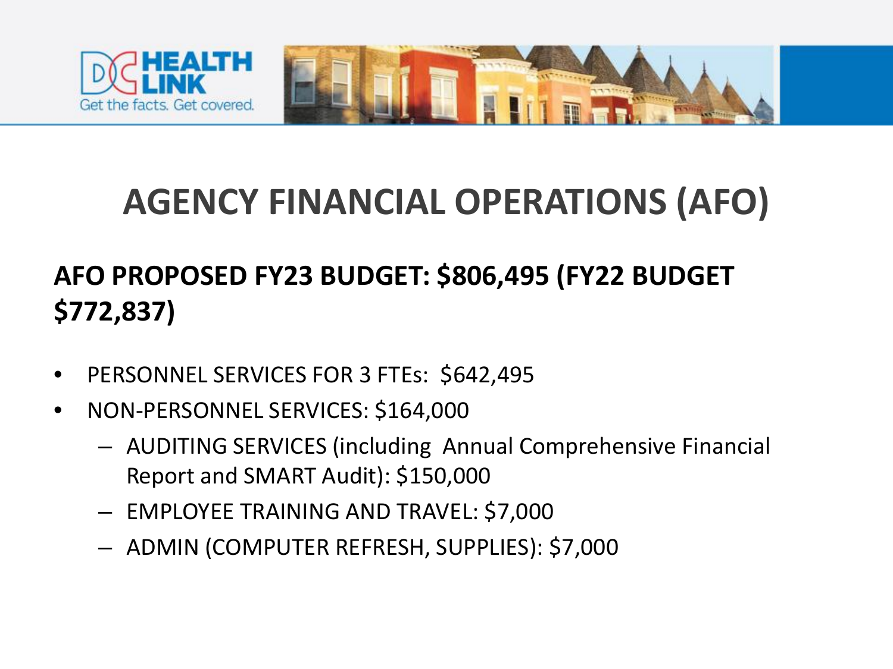# AGENCY FINANCIAL OPERATIONS (AFO)

## AFO PROPOSED FY23 BUDGET: $806,495 (FY22 BUDGET $772,837)

- PERSONNEL SERVICES FOR 3 FTEs: $642,495
- NON-PERSONNEL SERVICES: $164,000
  - AUDITING SERVICES (including Annual Comprehensive Financial Report and SMART Audit): $150,000
  - EMPLOYEE TRAINING AND TRAVEL: $7,000
  - ADMIN (COMPUTER REFRESH, SUPPLIES): $7,000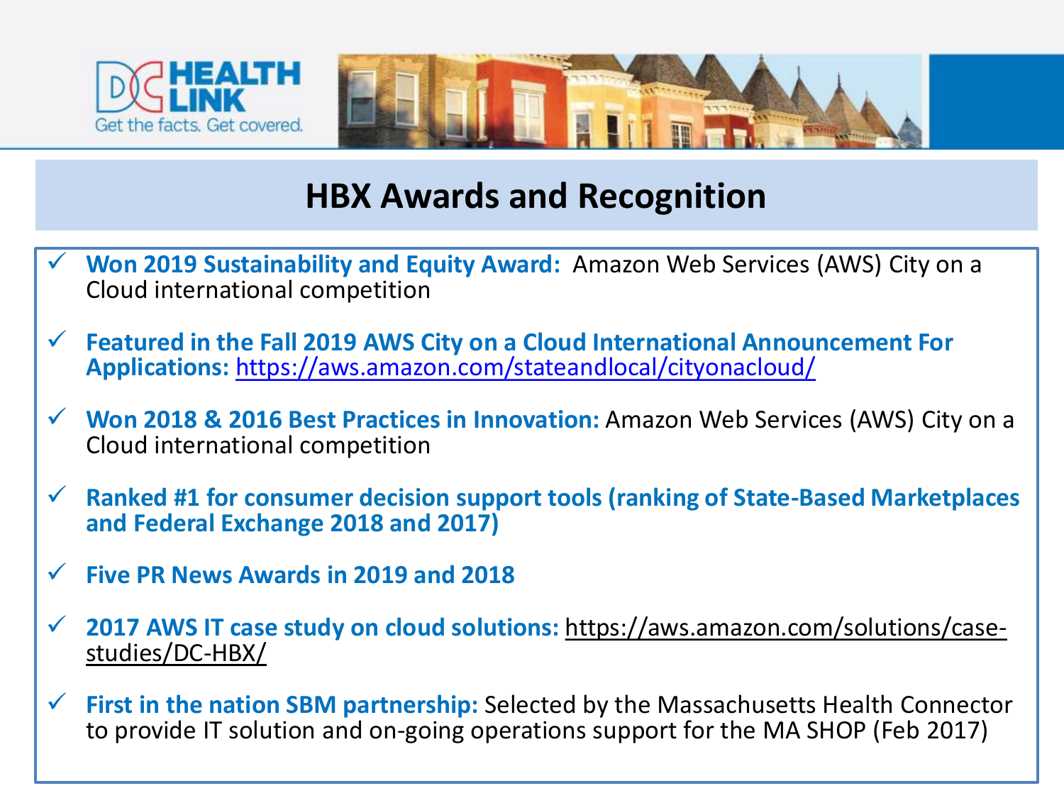# HBX Awards and Recognition

- ✓ **Won 2019 Sustainability and Equity Award:** Amazon Web Services (AWS) City on a Cloud international competition
- ✓ **Featured in the Fall 2019 AWS City on a Cloud International Announcement For Applications:** https://aws.amazon.com/stateandlocal/cityonacloud/
- ✓ **Won 2018 & 2016 Best Practices in Innovation:** Amazon Web Services (AWS) City on a Cloud international competition
- ✓ **Ranked #1 for consumer decision support tools (ranking of State-Based Marketplaces and Federal Exchange 2018 and 2017)**
- ✓ **Five PR News Awards in 2019 and 2018**
- ✓ **2017 AWS IT case study on cloud solutions:** https://aws.amazon.com/solutions/case-studies/DC-HBX/
- ✓ **First in the nation SBM partnership:** Selected by the Massachusetts Health Connector to provide IT solution and on-going operations support for the MA SHOP (Feb 2017)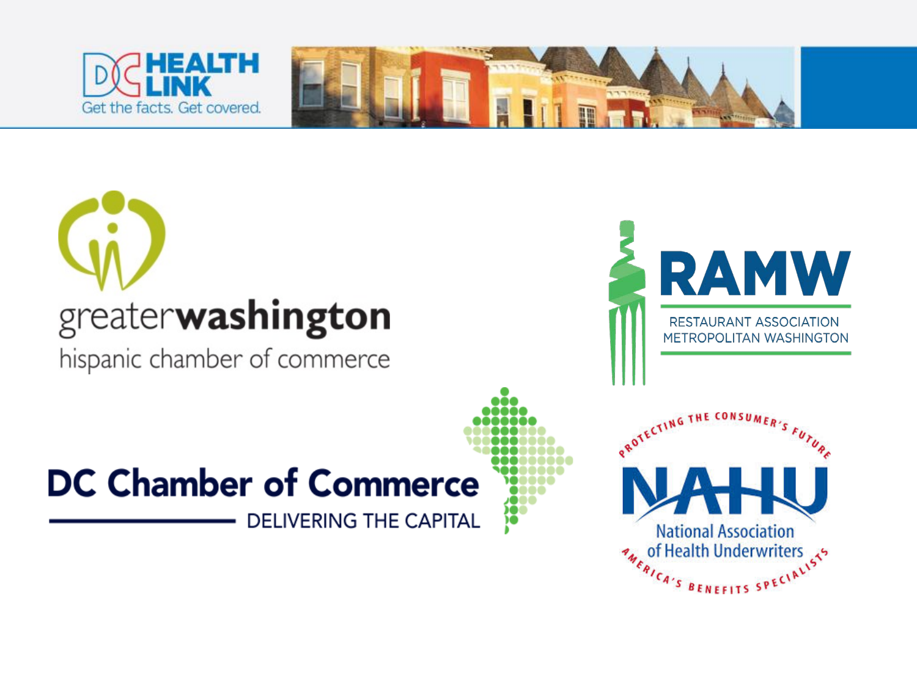DC HEALTH LINK
Get the facts. Get covered.

greaterwashington
hispanic chamber of commerce

RAMW
RESTAURANT ASSOCIATION METROPOLITAN WASHINGTON

DC Chamber of Commerce
DELIVERING THE CAPITAL

PROTECTING THE CONSUMER'S FUTURE
NAHU
National Association of Health Underwriters
AMERICA'S BENEFITS SPECIALISTS